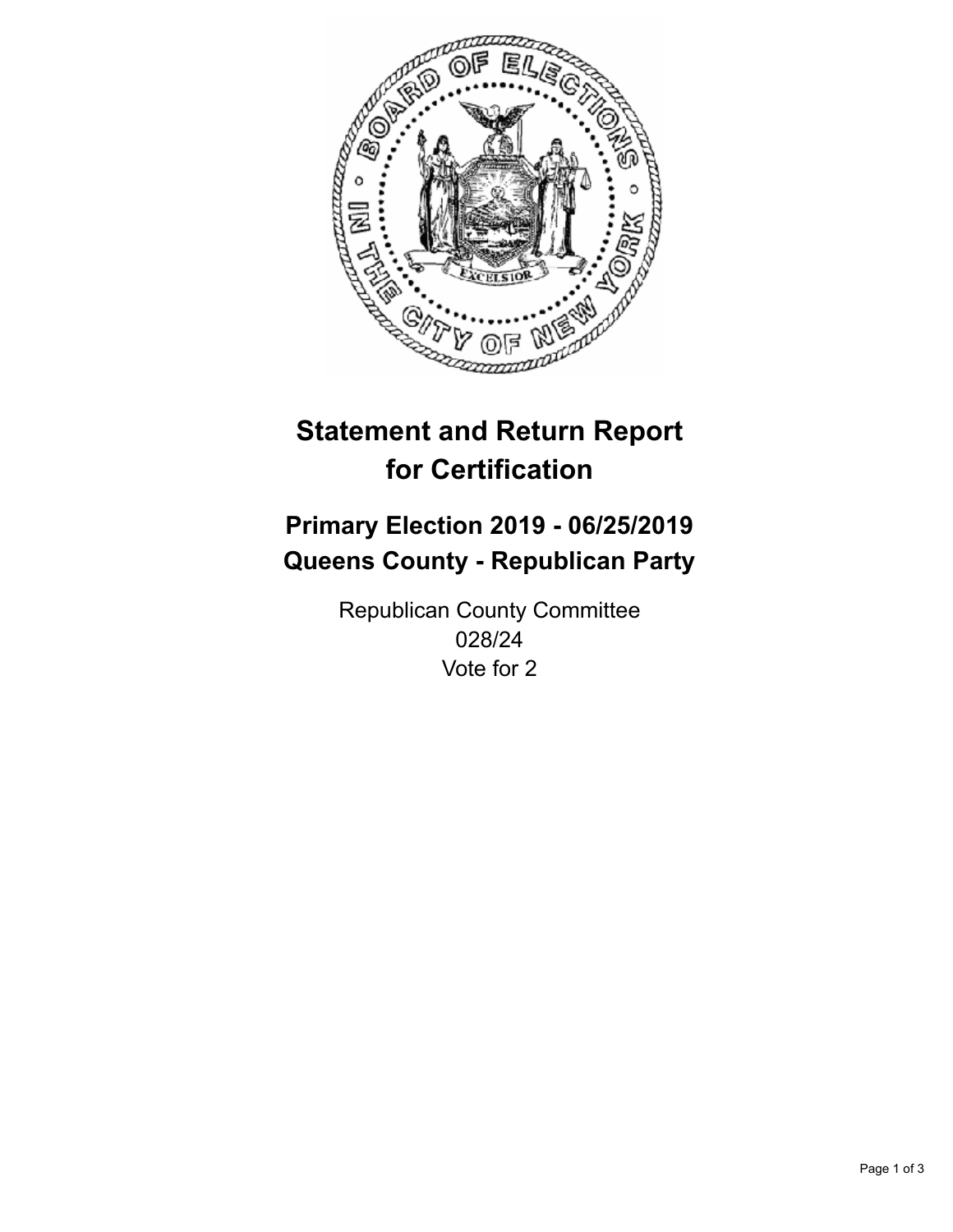# Statement and Return Report for Certification

## Primary Election 2019 - 06/25/2019
## Queens County - Republican Party

Republican County Committee
028/24
Vote for 2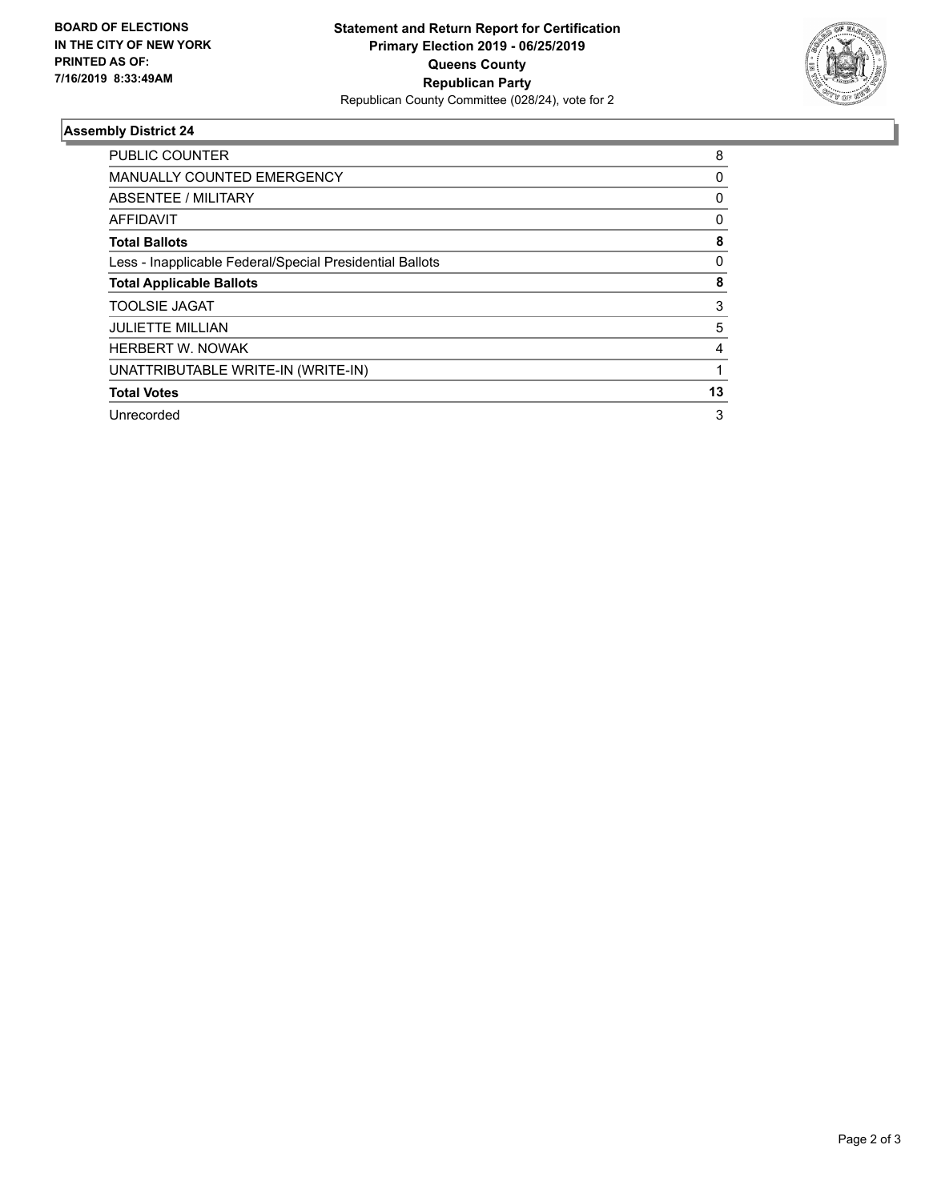**BOARD OF ELECTIONS IN THE CITY OF NEW YORK PRINTED AS OF: 7/16/2019 8:33:49AM**

**Statement and Return Report for Certification**
**Primary Election 2019 - 06/25/2019**
**Queens County**
**Republican Party**
Republican County Committee (028/24), vote for 2

## Assembly District 24

| | |
|---|---|
| PUBLIC COUNTER | 8 |
| MANUALLY COUNTED EMERGENCY | 0 |
| ABSENTEE / MILITARY | 0 |
| AFFIDAVIT | 0 |
| **Total Ballots** | **8** |
| Less - Inapplicable Federal/Special Presidential Ballots | 0 |
| **Total Applicable Ballots** | **8** |
| TOOLSIE JAGAT | 3 |
| JULIETTE MILLIAN | 5 |
| HERBERT W. NOWAK | 4 |
| UNATTRIBUTABLE WRITE-IN (WRITE-IN) | 1 |
| **Total Votes** | **13** |
| Unrecorded | 3 |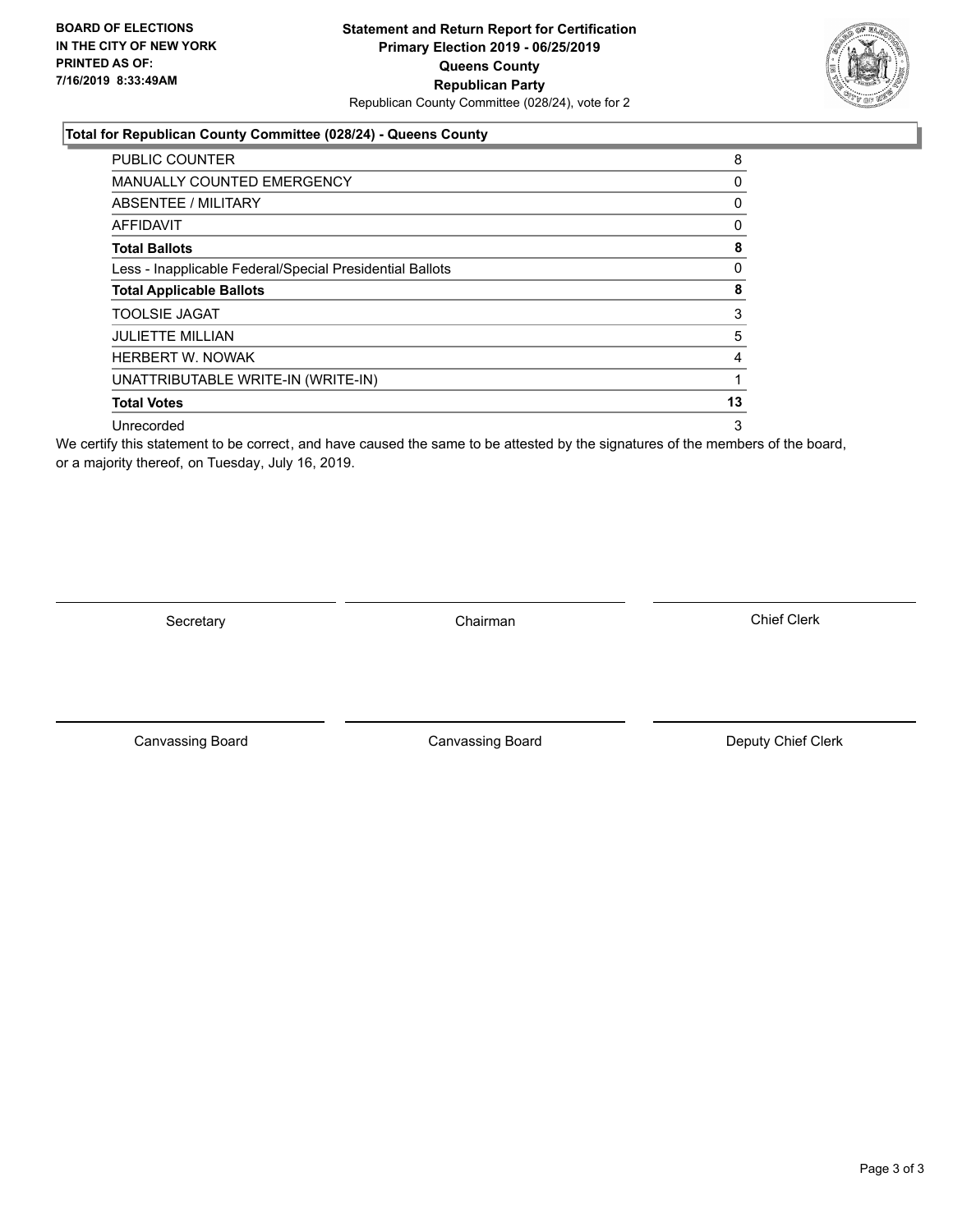**BOARD OF ELECTIONS IN THE CITY OF NEW YORK PRINTED AS OF: 7/16/2019 8:33:49AM**

**Statement and Return Report for Certification Primary Election 2019 - 06/25/2019 Queens County Republican Party**

Republican County Committee (028/24), vote for 2

**Total for Republican County Committee (028/24) - Queens County**

| | |
|---|---|
| PUBLIC COUNTER | 8 |
| MANUALLY COUNTED EMERGENCY | 0 |
| ABSENTEE / MILITARY | 0 |
| AFFIDAVIT | 0 |
| **Total Ballots** | **8** |
| Less - Inapplicable Federal/Special Presidential Ballots | 0 |
| **Total Applicable Ballots** | **8** |
| TOOLSIE JAGAT | 3 |
| JULIETTE MILLIAN | 5 |
| HERBERT W. NOWAK | 4 |
| UNATTRIBUTABLE WRITE-IN (WRITE-IN) | 1 |
| **Total Votes** | **13** |
| Unrecorded | 3 |

We certify this statement to be correct, and have caused the same to be attested by the signatures of the members of the board, or a majority thereof, on Tuesday, July 16, 2019.

Secretary

Chairman

Chief Clerk

Canvassing Board

Canvassing Board

Deputy Chief Clerk